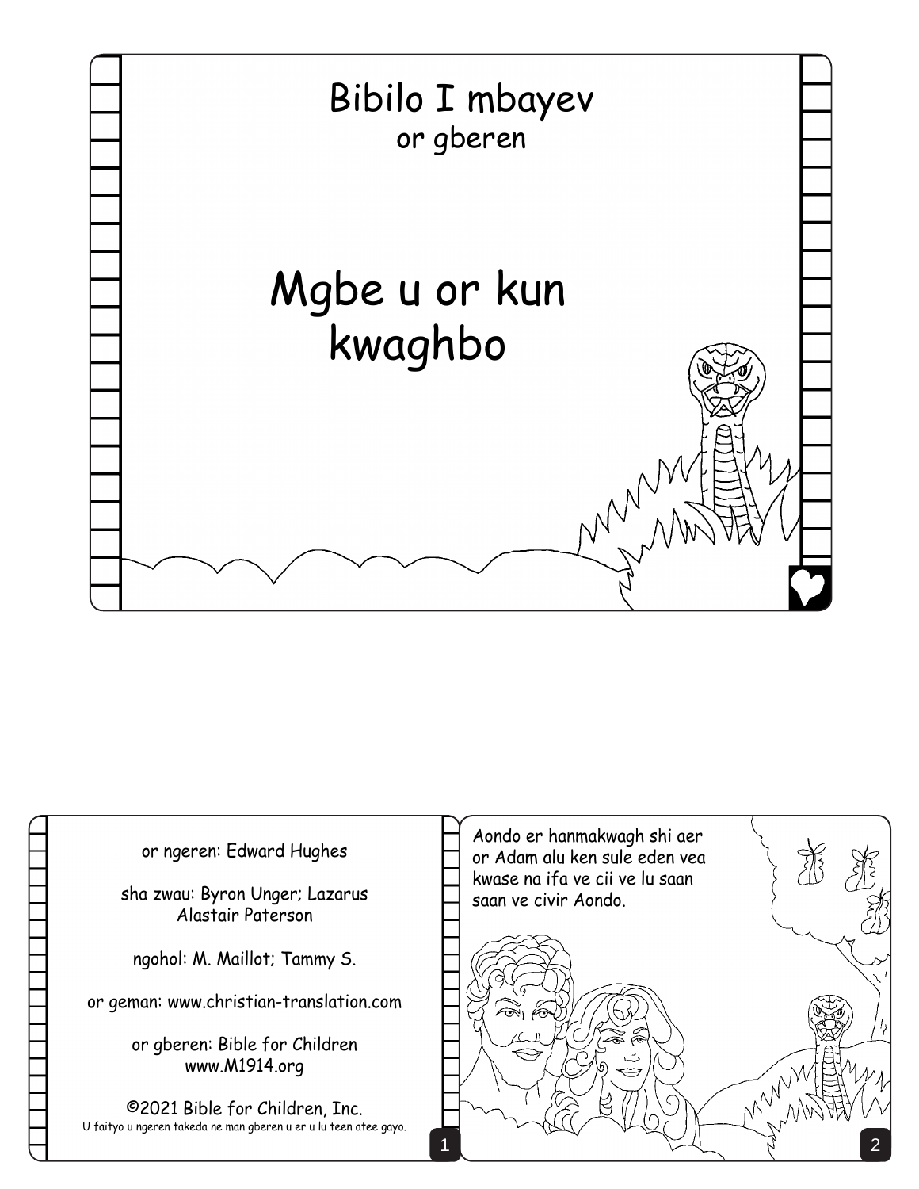# Bibilo I mbayev

or gberen

# Mgbe u or kun kwaghbo

or ngeren: Edward Hughes

sha zwau: Byron Unger; Lazarus Alastair Paterson

ngohol: M. Maillot; Tammy S.

or geman: www.christian-translation.com

or gberen: Bible for Children www.M1914.org

©2021 Bible for Children, Inc.

U faityo u ngeren takeda ne man gberen u er u lu teen atee gayo.

Aondo er hanmakwagh shi aer or Adam alu ken sule eden vea kwase na ifa ve cii ve lu saan saan ve civir Aondo.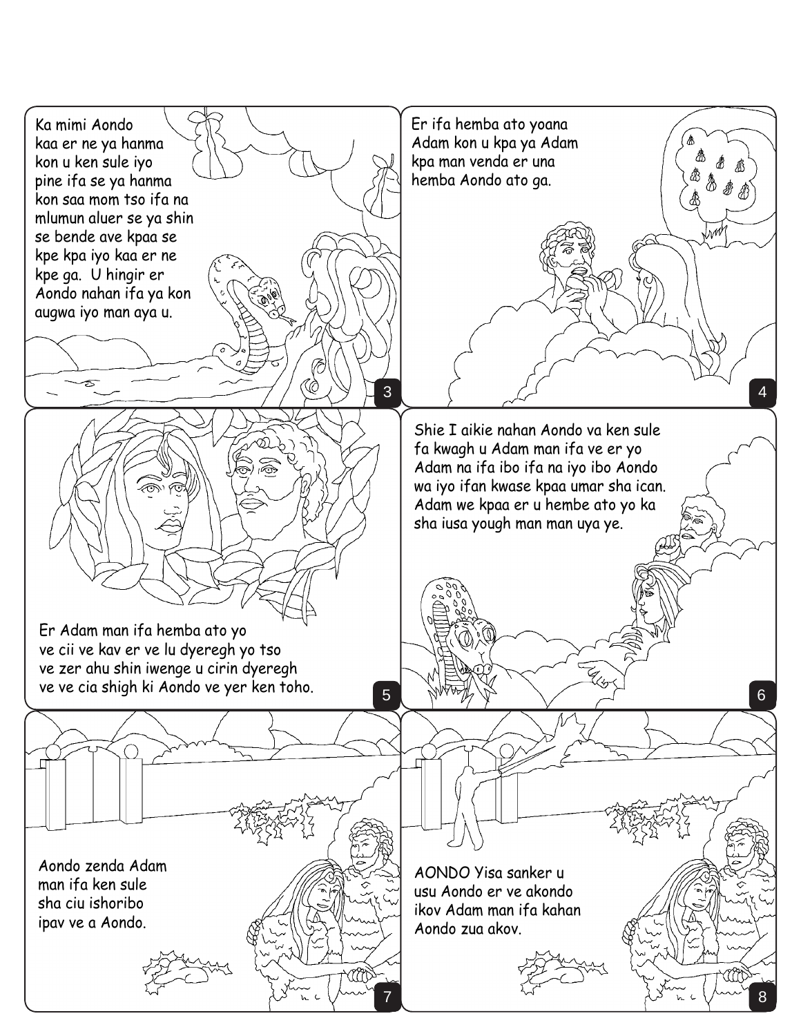Ka mimi Aondo kaa er ne ya hanma kon u ken sule iyo pine ifa se ya hanma kon saa mom tso ifa na mlumun aluer se ya shin se bende ave kpaa se kpe kpa iyo kaa er ne kpe ga. U hingir er Aondo nahan ifa ya kon augwa iyo man aya u.

Er ifa hemba ato yoana Adam kon u kpa ya Adam kpa man venda er una hemba Aondo ato ga.

Er Adam man ifa hemba ato yo ve cii ve kav er ve lu dyeregh yo tso ve zer ahu shin iwenge u cirin dyeregh ve ve cia shigh ki Aondo ve yer ken toho.

Shie I aikie nahan Aondo va ken sule fa kwagh u Adam man ifa ve er yo Adam na ifa ibo ifa na iyo ibo Aondo wa iyo ifan kwase kpaa umar sha ican. Adam we kpaa er u hembe ato yo ka sha iusa yough man man uya ye.

Aondo zenda Adam man ifa ken sule sha ciu ishoribo ipav ve a Aondo.

AONDO Yisa sanker u usu Aondo er ve akondo ikov Adam man ifa kahan Aondo zua akov.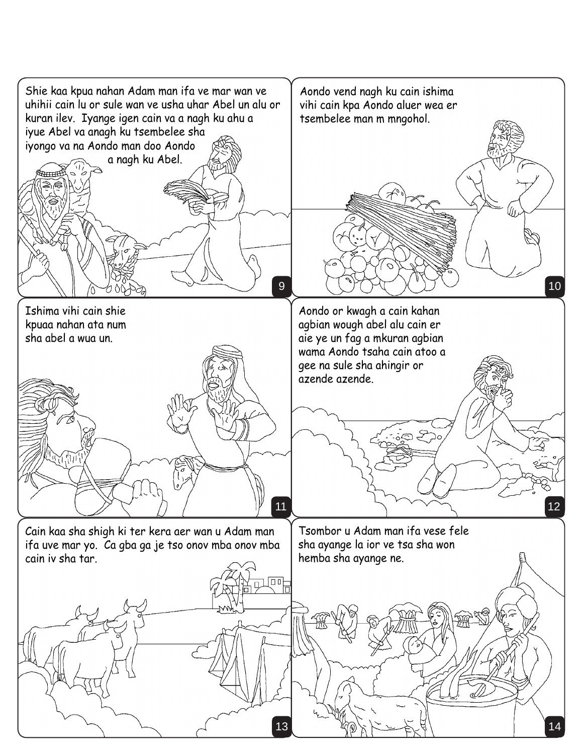Shie kaa kpua nahan Adam man ifa ve mar wan ve uhihii cain lu or sule wan ve usha uhar Abel un alu or kuran ilev. Iyange igen cain va a nagh ku ahu a iyue Abel va anagh ku tsembelee sha iyongo va na Aondo man doo Aondo a nagh ku Abel.

Aondo vend nagh ku cain ishima vihi cain kpa Aondo aluer wea er tsembelee man m mngohol.

Ishima vihi cain shie kpuaa nahan ata num sha abel a wua un.

Aondo or kwagh a cain kahan agbian wough abel alu cain er aie ye un fag a mkuran agbian wama Aondo tsaha cain atoo a gee na sule sha ahingir or azende azende.

Cain kaa sha shigh ki ter kera aer wan u Adam man ifa uve mar yo. Ca gba ga je tso onov mba onov mba cain iv sha tar.

Tsombor u Adam man ifa vese fele sha ayange la ior ve tsa sha won hemba sha ayange ne.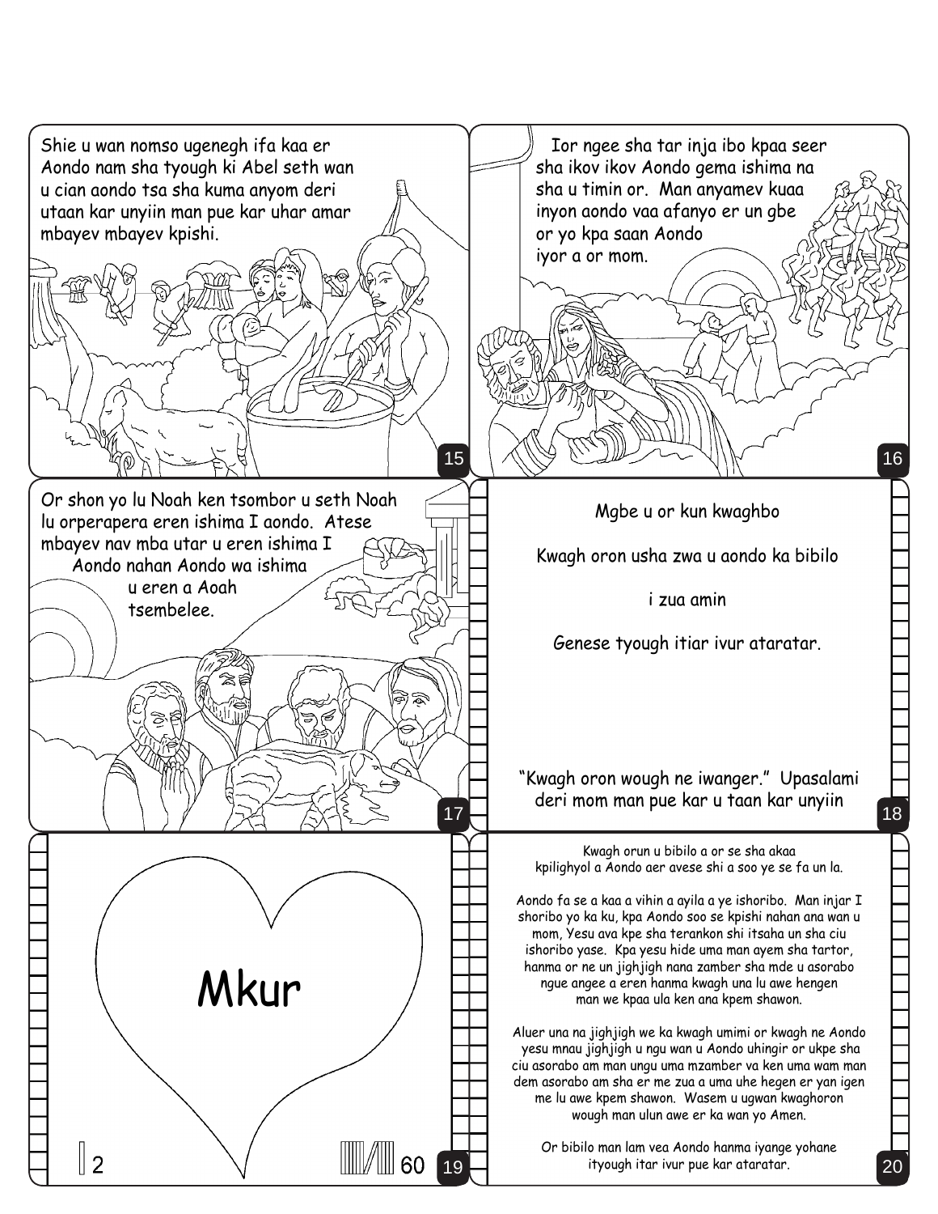Shie u wan nomso ugenegh ifa kaa er Aondo nam sha tyough ki Abel seth wan u cian aondo tsa sha kuma anyom deri utaan kar unyiin man pue kar uhar amar mbayev mbayev kpishi.

Ior ngee sha tar inja ibo kpaa seer sha ikov ikov Aondo gema ishima na sha u timin or. Man anyamev kuaa inyon aondo vaa afanyo er un gbe or yo kpa saan Aondo iyor a or mom.

Or shon yo lu Noah ken tsombor u seth Noah lu orperapera eren ishima I aondo. Atese mbayev nav mba utar u eren ishima I Aondo nahan Aondo wa ishima u eren a Aoah tsembelee.

Mgbe u or kun kwaghbo

Kwagh oron usha zwa u aondo ka bibilo

i zua amin

Genese tyough itiar ivur ataratar.

"Kwagh oron wough ne iwanger." Upasalami deri mom man pue kar u taan kar unyiin

Mkur

Kwagh orun u bibilo a or se sha akaa kpilighyol a Aondo aer avese shi a soo ye se fa un la.

Aondo fa se a kaa a vihin a ayila a ye ishoribo. Man injar I shoribo yo ka ku, kpa Aondo soo se kpishi nahan ana wan u mom, Yesu ava kpe sha terankon shi itsaha un sha ciu ishoribo yase. Kpa yesu hide uma man ayem sha tartor, hanma or ne un jighjigh nana zamber sha mde u asorabo ngue angee a eren hanma kwagh una lu awe hengen man we kpaa ula ken ana kpem shawon.

Aluer una na jighjigh we ka kwagh umimi or kwagh ne Aondo yesu mnau jighjigh u ngu wan u Aondo uhingir or ukpe sha ciu asorabo am man ungu uma mzamber va ken uma wam man dem asorabo am sha er me zua a uma uhe hegen er yan igen me lu awe kpem shawon. Wasem u ugwan kwaghoron wough man ulun awe er ka wan yo Amen.

Or bibilo man lam vea Aondo hanma iyange yohane ityough itar ivur pue kar ataratar.